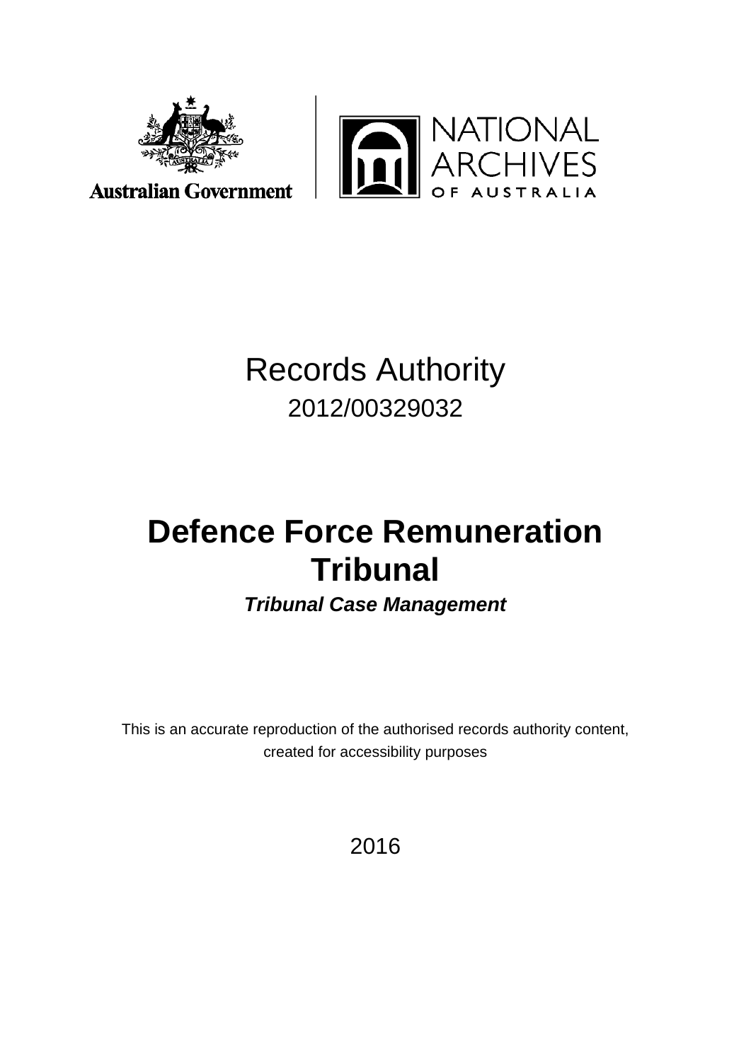Australian Government

NATIONAL ARCHIVES OF AUSTRALIA

# Records Authority

2012/00329032

# Defence Force Remuneration Tribunal

***Tribunal Case Management***

This is an accurate reproduction of the authorised records authority content, created for accessibility purposes

2016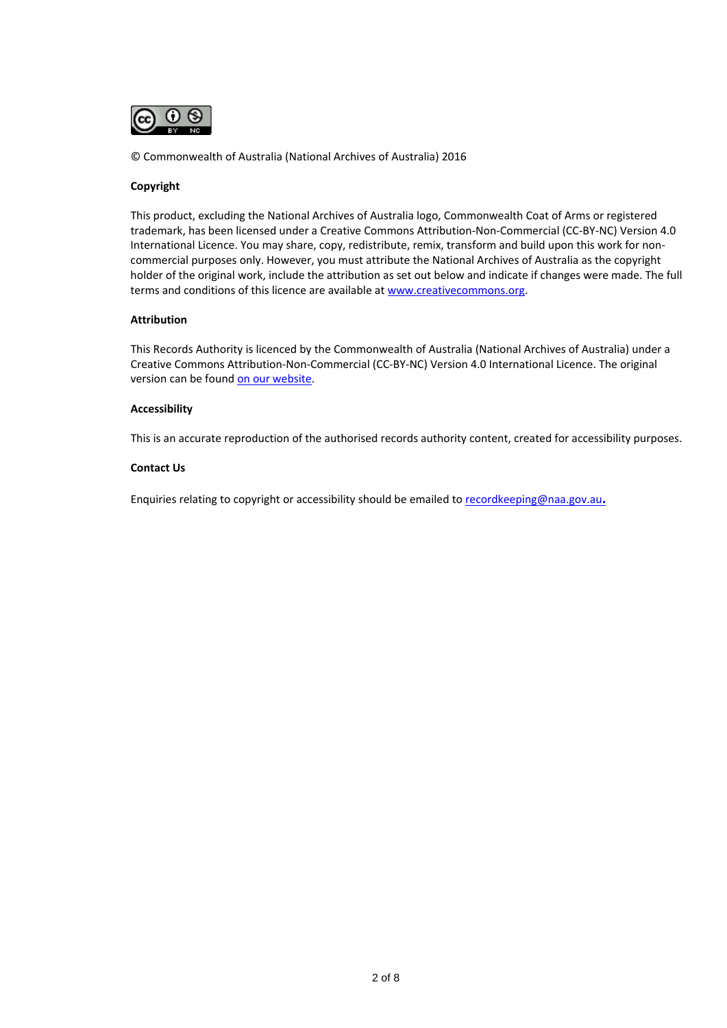© Commonwealth of Australia (National Archives of Australia) 2016

**Copyright**

This product, excluding the National Archives of Australia logo, Commonwealth Coat of Arms or registered trademark, has been licensed under a Creative Commons Attribution-Non-Commercial (CC-BY-NC) Version 4.0 International Licence. You may share, copy, redistribute, remix, transform and build upon this work for non-commercial purposes only. However, you must attribute the National Archives of Australia as the copyright holder of the original work, include the attribution as set out below and indicate if changes were made. The full terms and conditions of this licence are available at www.creativecommons.org.

**Attribution**

This Records Authority is licenced by the Commonwealth of Australia (National Archives of Australia) under a Creative Commons Attribution-Non-Commercial (CC-BY-NC) Version 4.0 International Licence. The original version can be found on our website.

**Accessibility**

This is an accurate reproduction of the authorised records authority content, created for accessibility purposes.

**Contact Us**

Enquiries relating to copyright or accessibility should be emailed to recordkeeping@naa.gov.au.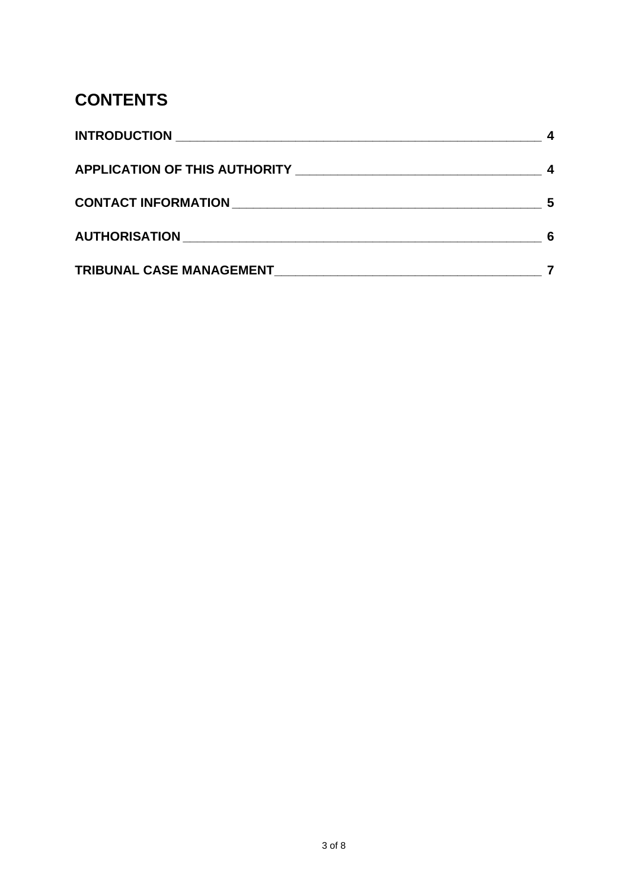# CONTENTS

**INTRODUCTION** ______________________________________________ **4**

**APPLICATION OF THIS AUTHORITY** ____________________________ **4**

**CONTACT INFORMATION** _____________________________________ **5**

**AUTHORISATION** __________________________________________ **6**

**TRIBUNAL CASE MANAGEMENT** _______________________________ **7**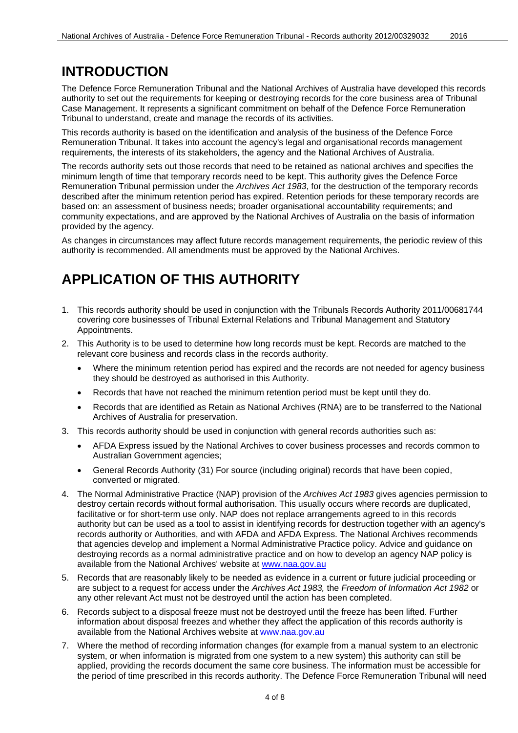# INTRODUCTION

The Defence Force Remuneration Tribunal and the National Archives of Australia have developed this records authority to set out the requirements for keeping or destroying records for the core business area of Tribunal Case Management. It represents a significant commitment on behalf of the Defence Force Remuneration Tribunal to understand, create and manage the records of its activities.

This records authority is based on the identification and analysis of the business of the Defence Force Remuneration Tribunal. It takes into account the agency's legal and organisational records management requirements, the interests of its stakeholders, the agency and the National Archives of Australia.

The records authority sets out those records that need to be retained as national archives and specifies the minimum length of time that temporary records need to be kept. This authority gives the Defence Force Remuneration Tribunal permission under the *Archives Act 1983*, for the destruction of the temporary records described after the minimum retention period has expired. Retention periods for these temporary records are based on: an assessment of business needs; broader organisational accountability requirements; and community expectations, and are approved by the National Archives of Australia on the basis of information provided by the agency.

As changes in circumstances may affect future records management requirements, the periodic review of this authority is recommended. All amendments must be approved by the National Archives.

# APPLICATION OF THIS AUTHORITY

1. This records authority should be used in conjunction with the Tribunals Records Authority 2011/00681744 covering core businesses of Tribunal External Relations and Tribunal Management and Statutory Appointments.
2. This Authority is to be used to determine how long records must be kept. Records are matched to the relevant core business and records class in the records authority.
   - Where the minimum retention period has expired and the records are not needed for agency business they should be destroyed as authorised in this Authority.
   - Records that have not reached the minimum retention period must be kept until they do.
   - Records that are identified as Retain as National Archives (RNA) are to be transferred to the National Archives of Australia for preservation.
3. This records authority should be used in conjunction with general records authorities such as:
   - AFDA Express issued by the National Archives to cover business processes and records common to Australian Government agencies;
   - General Records Authority (31) For source (including original) records that have been copied, converted or migrated.
4. The Normal Administrative Practice (NAP) provision of the *Archives Act 1983* gives agencies permission to destroy certain records without formal authorisation. This usually occurs where records are duplicated, facilitative or for short-term use only. NAP does not replace arrangements agreed to in this records authority but can be used as a tool to assist in identifying records for destruction together with an agency's records authority or Authorities, and with AFDA and AFDA Express. The National Archives recommends that agencies develop and implement a Normal Administrative Practice policy. Advice and guidance on destroying records as a normal administrative practice and on how to develop an agency NAP policy is available from the National Archives' website at www.naa.gov.au
5. Records that are reasonably likely to be needed as evidence in a current or future judicial proceeding or are subject to a request for access under the *Archives Act 1983,* the *Freedom of Information Act 1982* or any other relevant Act must not be destroyed until the action has been completed.
6. Records subject to a disposal freeze must not be destroyed until the freeze has been lifted. Further information about disposal freezes and whether they affect the application of this records authority is available from the National Archives website at www.naa.gov.au
7. Where the method of recording information changes (for example from a manual system to an electronic system, or when information is migrated from one system to a new system) this authority can still be applied, providing the records document the same core business. The information must be accessible for the period of time prescribed in this records authority. The Defence Force Remuneration Tribunal will need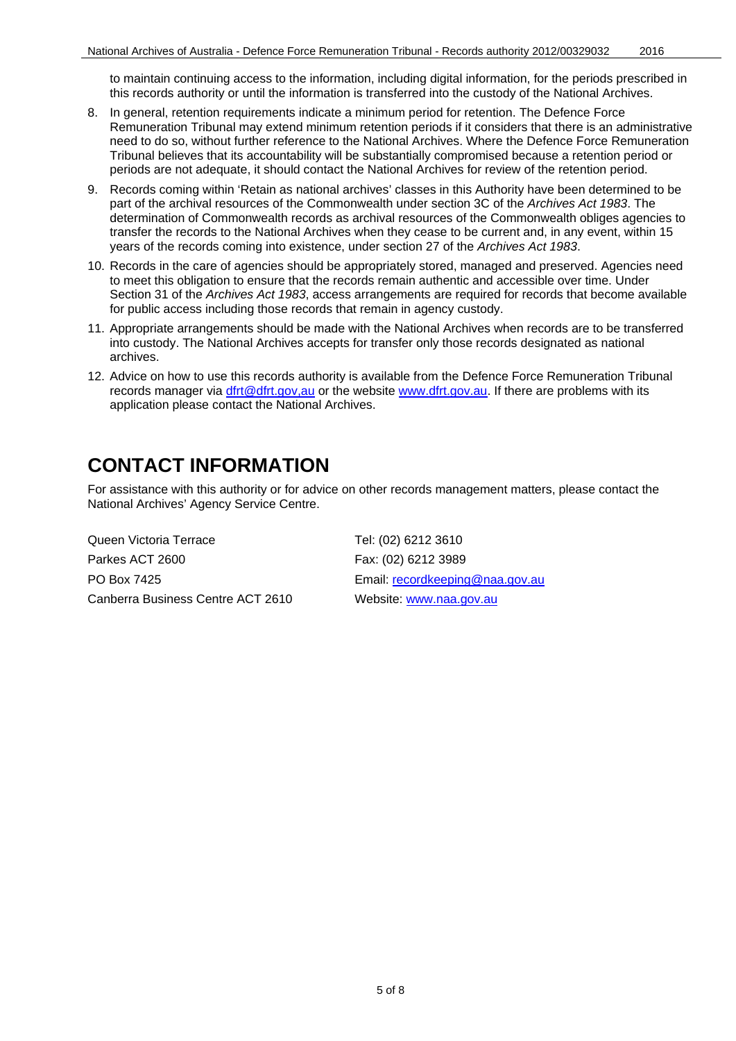to maintain continuing access to the information, including digital information, for the periods prescribed in this records authority or until the information is transferred into the custody of the National Archives.

8. In general, retention requirements indicate a minimum period for retention. The Defence Force Remuneration Tribunal may extend minimum retention periods if it considers that there is an administrative need to do so, without further reference to the National Archives. Where the Defence Force Remuneration Tribunal believes that its accountability will be substantially compromised because a retention period or periods are not adequate, it should contact the National Archives for review of the retention period.
9. Records coming within 'Retain as national archives' classes in this Authority have been determined to be part of the archival resources of the Commonwealth under section 3C of the *Archives Act 1983*. The determination of Commonwealth records as archival resources of the Commonwealth obliges agencies to transfer the records to the National Archives when they cease to be current and, in any event, within 15 years of the records coming into existence, under section 27 of the *Archives Act 1983*.
10. Records in the care of agencies should be appropriately stored, managed and preserved. Agencies need to meet this obligation to ensure that the records remain authentic and accessible over time. Under Section 31 of the *Archives Act 1983*, access arrangements are required for records that become available for public access including those records that remain in agency custody.
11. Appropriate arrangements should be made with the National Archives when records are to be transferred into custody. The National Archives accepts for transfer only those records designated as national archives.
12. Advice on how to use this records authority is available from the Defence Force Remuneration Tribunal records manager via dfrt@dfrt.gov,au or the website www.dfrt.gov.au. If there are problems with its application please contact the National Archives.

# CONTACT INFORMATION

For assistance with this authority or for advice on other records management matters, please contact the National Archives' Agency Service Centre.

Queen Victoria Terrace
Parkes ACT 2600
PO Box 7425
Canberra Business Centre ACT 2610

Tel: (02) 6212 3610
Fax: (02) 6212 3989
Email: recordkeeping@naa.gov.au
Website: www.naa.gov.au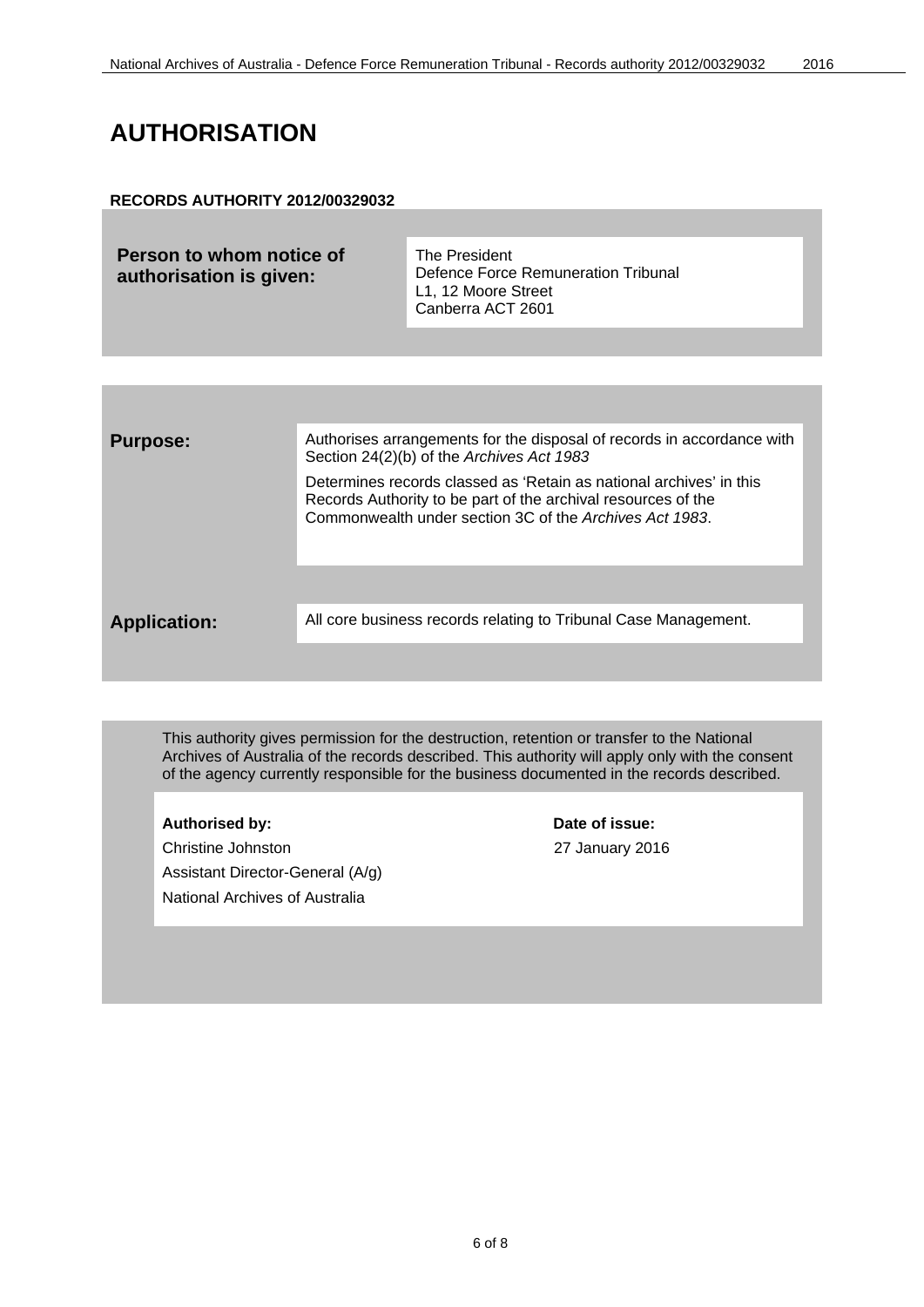# AUTHORISATION

**RECORDS AUTHORITY 2012/00329032**

| | |
|---|---|
| **Person to whom notice of authorisation is given:** | The President<br>Defence Force Remuneration Tribunal<br>L1, 12 Moore Street<br>Canberra ACT 2601 |

| | |
|---|---|
| **Purpose:** | Authorises arrangements for the disposal of records in accordance with Section 24(2)(b) of the *Archives Act 1983*<br><br>Determines records classed as 'Retain as national archives' in this Records Authority to be part of the archival resources of the Commonwealth under section 3C of the *Archives Act 1983*. |
| **Application:** | All core business records relating to Tribunal Case Management. |

This authority gives permission for the destruction, retention or transfer to the National Archives of Australia of the records described. This authority will apply only with the consent of the agency currently responsible for the business documented in the records described.

| **Authorised by:** | **Date of issue:** |
|---|---|
| Christine Johnston<br>Assistant Director-General (A/g)<br>National Archives of Australia | 27 January 2016 |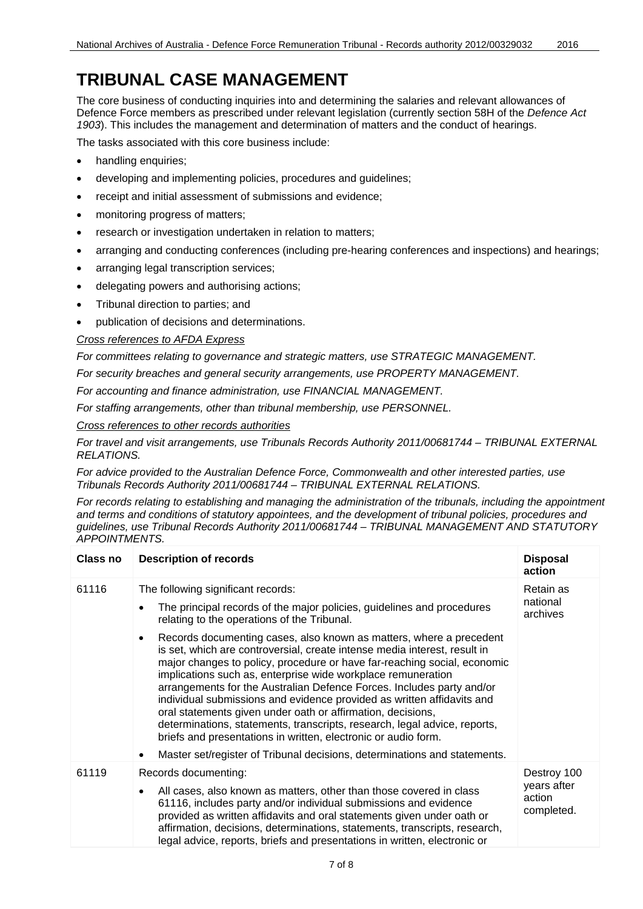# TRIBUNAL CASE MANAGEMENT

The core business of conducting inquiries into and determining the salaries and relevant allowances of Defence Force members as prescribed under relevant legislation (currently section 58H of the *Defence Act 1903*). This includes the management and determination of matters and the conduct of hearings.

The tasks associated with this core business include:

- handling enquiries;
- developing and implementing policies, procedures and guidelines;
- receipt and initial assessment of submissions and evidence;
- monitoring progress of matters;
- research or investigation undertaken in relation to matters;
- arranging and conducting conferences (including pre-hearing conferences and inspections) and hearings;
- arranging legal transcription services;
- delegating powers and authorising actions;
- Tribunal direction to parties; and
- publication of decisions and determinations.

*Cross references to AFDA Express*

*For committees relating to governance and strategic matters, use STRATEGIC MANAGEMENT.*

*For security breaches and general security arrangements, use PROPERTY MANAGEMENT.*

*For accounting and finance administration, use FINANCIAL MANAGEMENT.*

*For staffing arrangements, other than tribunal membership, use PERSONNEL.*

*Cross references to other records authorities*

*For travel and visit arrangements, use Tribunals Records Authority 2011/00681744 – TRIBUNAL EXTERNAL RELATIONS.*

*For advice provided to the Australian Defence Force, Commonwealth and other interested parties, use Tribunals Records Authority 2011/00681744 – TRIBUNAL EXTERNAL RELATIONS.*

*For records relating to establishing and managing the administration of the tribunals, including the appointment and terms and conditions of statutory appointees, and the development of tribunal policies, procedures and guidelines, use Tribunal Records Authority 2011/00681744 – TRIBUNAL MANAGEMENT AND STATUTORY APPOINTMENTS.*

| Class no | Description of records | Disposal action |
|---|---|---|
| 61116 | The following significant records:<br>• The principal records of the major policies, guidelines and procedures relating to the operations of the Tribunal.<br>• Records documenting cases, also known as matters, where a precedent is set, which are controversial, create intense media interest, result in major changes to policy, procedure or have far-reaching social, economic implications such as, enterprise wide workplace remuneration arrangements for the Australian Defence Forces. Includes party and/or individual submissions and evidence provided as written affidavits and oral statements given under oath or affirmation, decisions, determinations, statements, transcripts, research, legal advice, reports, briefs and presentations in written, electronic or audio form.<br>• Master set/register of Tribunal decisions, determinations and statements. | Retain as national archives |
| 61119 | Records documenting:<br>• All cases, also known as matters, other than those covered in class 61116, includes party and/or individual submissions and evidence provided as written affidavits and oral statements given under oath or affirmation, decisions, determinations, statements, transcripts, research, legal advice, reports, briefs and presentations in written, electronic or | Destroy 100 years after action completed. |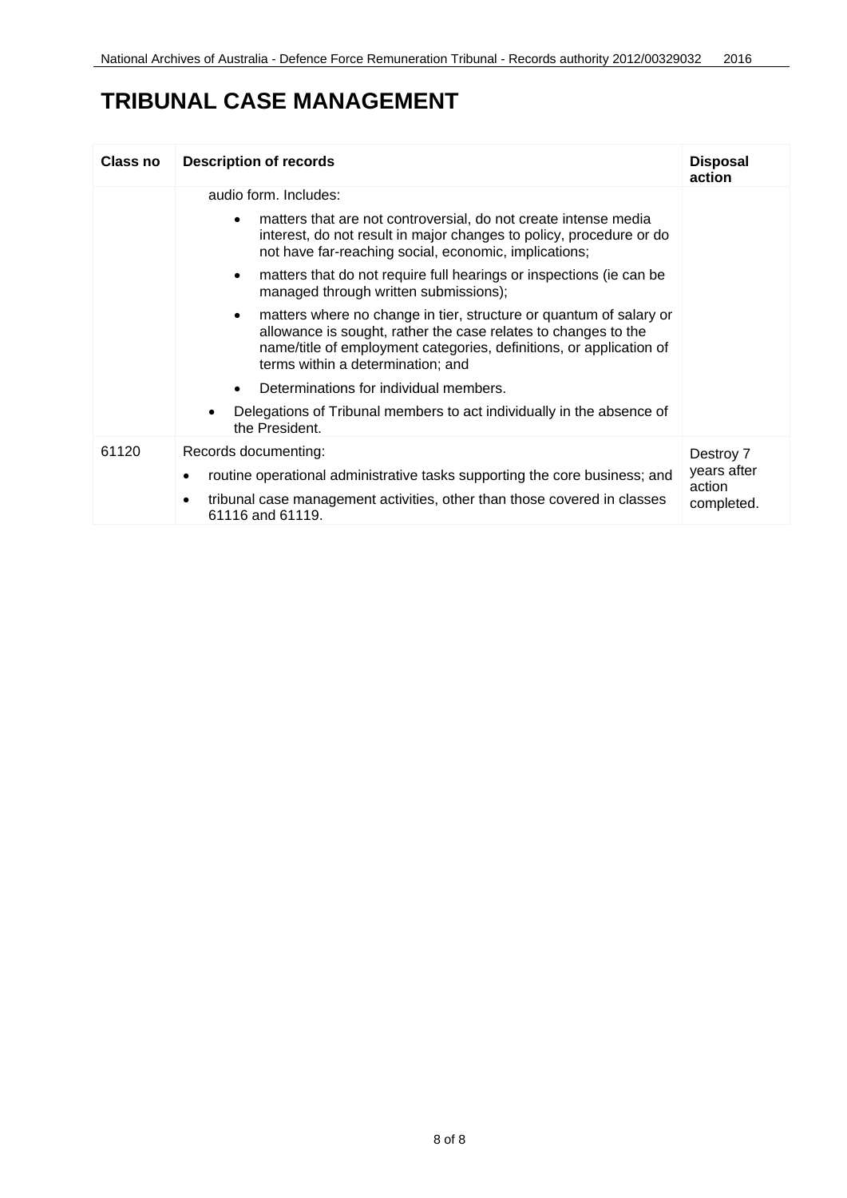# TRIBUNAL CASE MANAGEMENT

| Class no | Description of records | Disposal action |
|---|---|---|
| | audio form. Includes:<br>• matters that are not controversial, do not create intense media interest, do not result in major changes to policy, procedure or do not have far-reaching social, economic, implications;<br>• matters that do not require full hearings or inspections (ie can be managed through written submissions);<br>• matters where no change in tier, structure or quantum of salary or allowance is sought, rather the case relates to changes to the name/title of employment categories, definitions, or application of terms within a determination; and<br>• Determinations for individual members.<br>• Delegations of Tribunal members to act individually in the absence of the President. | |
| 61120 | Records documenting:<br>• routine operational administrative tasks supporting the core business; and<br>• tribunal case management activities, other than those covered in classes 61116 and 61119. | Destroy 7 years after action completed. |